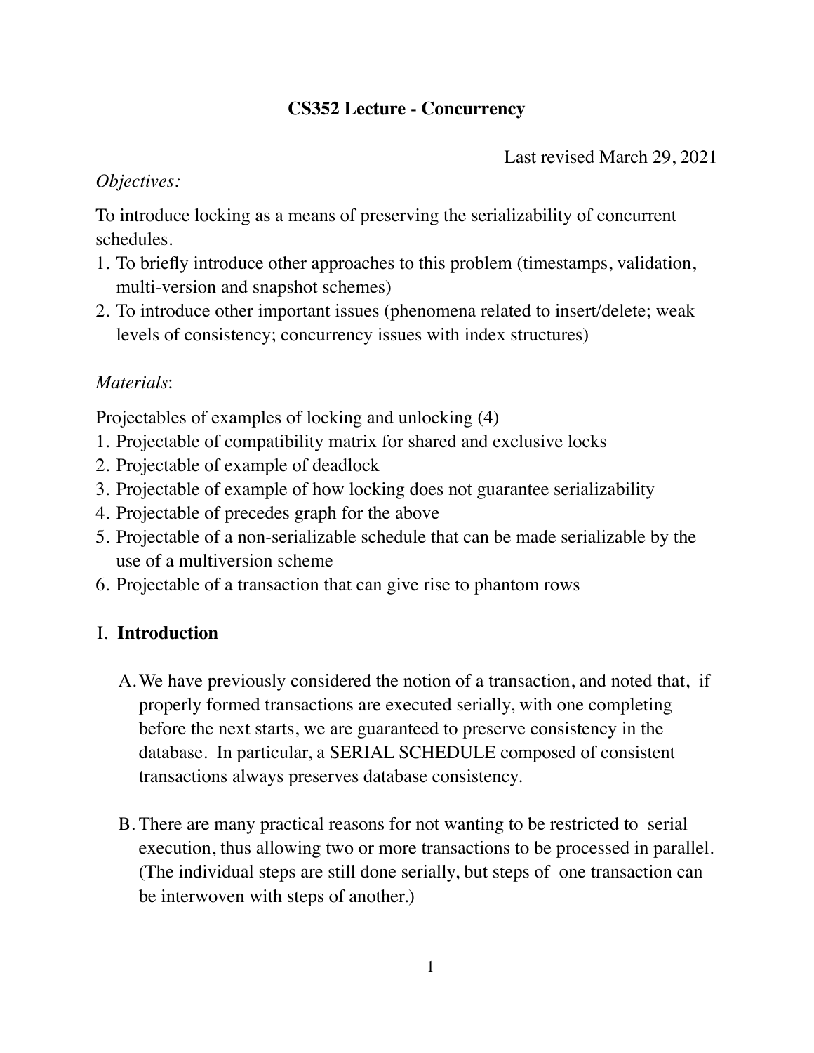# CS352 Lecture - Concurrency

Last revised March 29, 2021

*Objectives:*

To introduce locking as a means of preserving the serializability of concurrent schedules.

1. To briefly introduce other approaches to this problem (timestamps, validation, multi-version and snapshot schemes)
2. To introduce other important issues (phenomena related to insert/delete; weak levels of consistency; concurrency issues with index structures)

*Materials*:

Projectables of examples of locking and unlocking (4)

1. Projectable of compatibility matrix for shared and exclusive locks
2. Projectable of example of deadlock
3. Projectable of example of how locking does not guarantee serializability
4. Projectable of precedes graph for the above
5. Projectable of a non-serializable schedule that can be made serializable by the use of a multiversion scheme
6. Projectable of a transaction that can give rise to phantom rows

## I. **Introduction**

A. We have previously considered the notion of a transaction, and noted that, if properly formed transactions are executed serially, with one completing before the next starts, we are guaranteed to preserve consistency in the database. In particular, a SERIAL SCHEDULE composed of consistent transactions always preserves database consistency.

B. There are many practical reasons for not wanting to be restricted to serial execution, thus allowing two or more transactions to be processed in parallel. (The individual steps are still done serially, but steps of one transaction can be interwoven with steps of another.)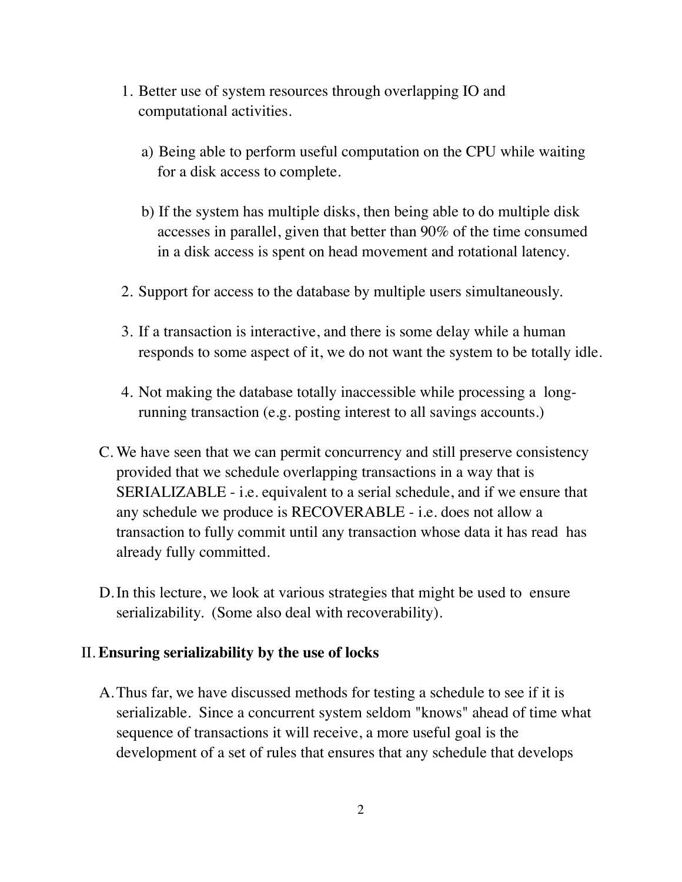1. Better use of system resources through overlapping IO and computational activities.

   a) Being able to perform useful computation on the CPU while waiting for a disk access to complete.

   b) If the system has multiple disks, then being able to do multiple disk accesses in parallel, given that better than 90% of the time consumed in a disk access is spent on head movement and rotational latency.

2. Support for access to the database by multiple users simultaneously.

3. If a transaction is interactive, and there is some delay while a human responds to some aspect of it, we do not want the system to be totally idle.

4. Not making the database totally inaccessible while processing a long-running transaction (e.g. posting interest to all savings accounts.)

C. We have seen that we can permit concurrency and still preserve consistency provided that we schedule overlapping transactions in a way that is SERIALIZABLE - i.e. equivalent to a serial schedule, and if we ensure that any schedule we produce is RECOVERABLE - i.e. does not allow a transaction to fully commit until any transaction whose data it has read has already fully committed.

D. In this lecture, we look at various strategies that might be used to ensure serializability. (Some also deal with recoverability).

## II. **Ensuring serializability by the use of locks**

A. Thus far, we have discussed methods for testing a schedule to see if it is serializable. Since a concurrent system seldom "knows" ahead of time what sequence of transactions it will receive, a more useful goal is the development of a set of rules that ensures that any schedule that develops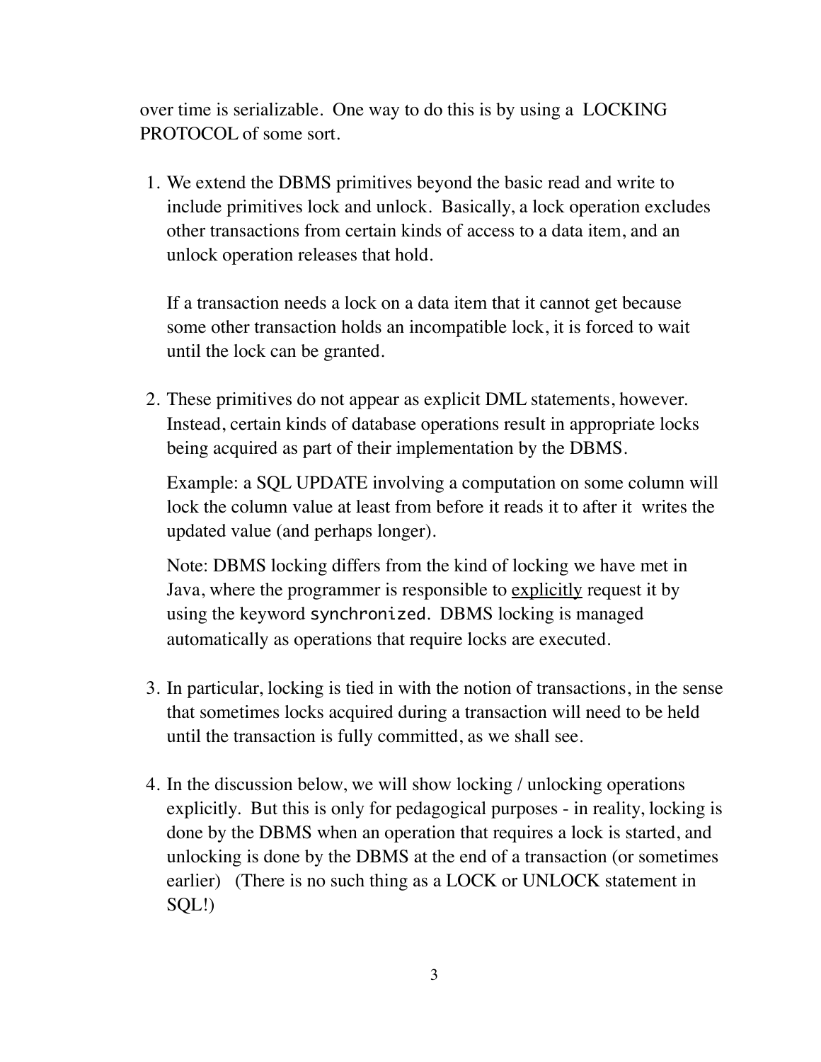over time is serializable. One way to do this is by using a LOCKING PROTOCOL of some sort.

1. We extend the DBMS primitives beyond the basic read and write to include primitives lock and unlock. Basically, a lock operation excludes other transactions from certain kinds of access to a data item, and an unlock operation releases that hold.

   If a transaction needs a lock on a data item that it cannot get because some other transaction holds an incompatible lock, it is forced to wait until the lock can be granted.

2. These primitives do not appear as explicit DML statements, however. Instead, certain kinds of database operations result in appropriate locks being acquired as part of their implementation by the DBMS.

   Example: a SQL UPDATE involving a computation on some column will lock the column value at least from before it reads it to after it writes the updated value (and perhaps longer).

   Note: DBMS locking differs from the kind of locking we have met in Java, where the programmer is responsible to explicitly request it by using the keyword `synchronized`. DBMS locking is managed automatically as operations that require locks are executed.

3. In particular, locking is tied in with the notion of transactions, in the sense that sometimes locks acquired during a transaction will need to be held until the transaction is fully committed, as we shall see.

4. In the discussion below, we will show locking / unlocking operations explicitly. But this is only for pedagogical purposes - in reality, locking is done by the DBMS when an operation that requires a lock is started, and unlocking is done by the DBMS at the end of a transaction (or sometimes earlier) (There is no such thing as a LOCK or UNLOCK statement in SQL!)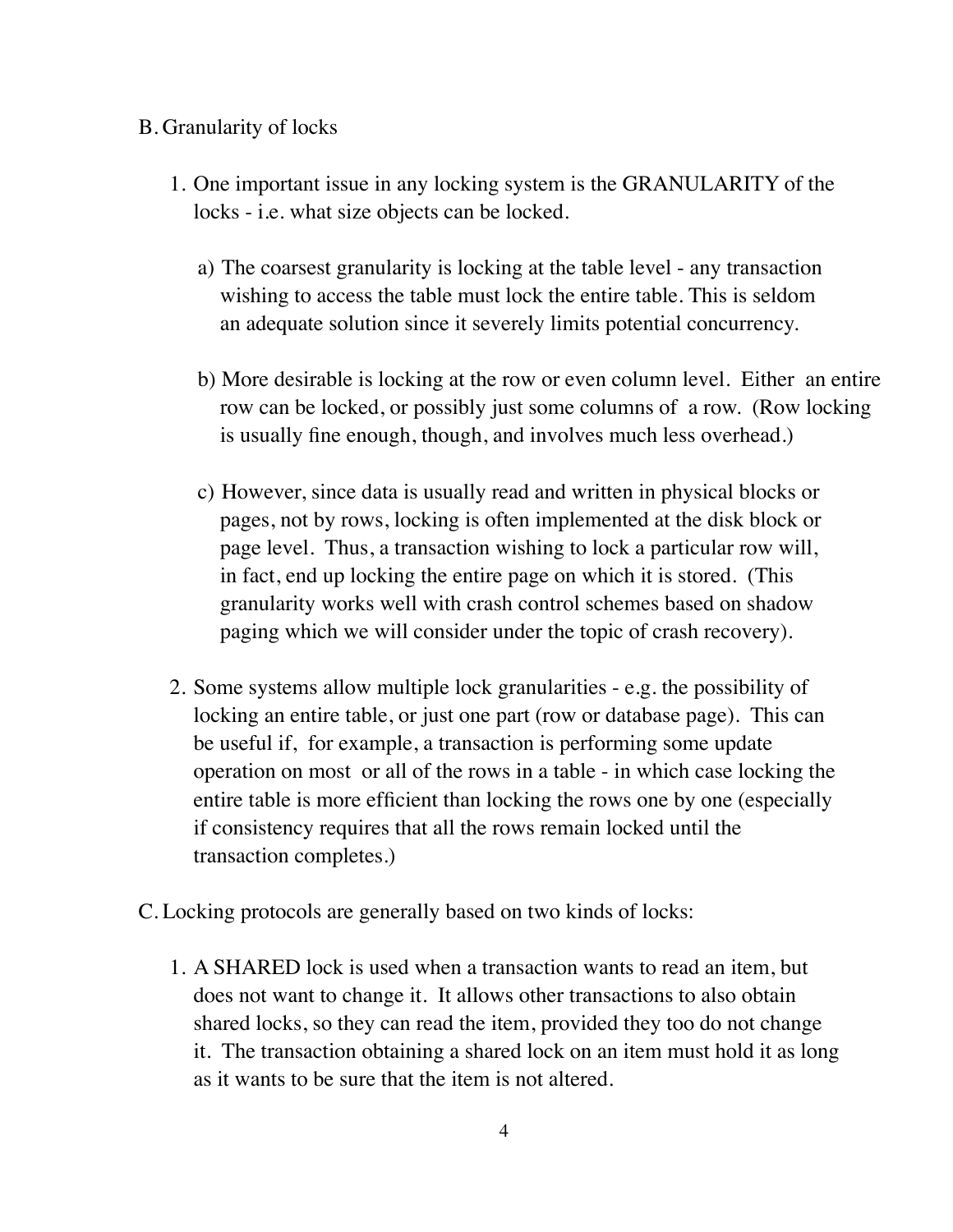B. Granularity of locks

1. One important issue in any locking system is the GRANULARITY of the locks - i.e. what size objects can be locked.

   a) The coarsest granularity is locking at the table level - any transaction wishing to access the table must lock the entire table. This is seldom an adequate solution since it severely limits potential concurrency.

   b) More desirable is locking at the row or even column level. Either an entire row can be locked, or possibly just some columns of a row. (Row locking is usually fine enough, though, and involves much less overhead.)

   c) However, since data is usually read and written in physical blocks or pages, not by rows, locking is often implemented at the disk block or page level. Thus, a transaction wishing to lock a particular row will, in fact, end up locking the entire page on which it is stored. (This granularity works well with crash control schemes based on shadow paging which we will consider under the topic of crash recovery).

2. Some systems allow multiple lock granularities - e.g. the possibility of locking an entire table, or just one part (row or database page). This can be useful if, for example, a transaction is performing some update operation on most or all of the rows in a table - in which case locking the entire table is more efficient than locking the rows one by one (especially if consistency requires that all the rows remain locked until the transaction completes.)

C. Locking protocols are generally based on two kinds of locks:

1. A SHARED lock is used when a transaction wants to read an item, but does not want to change it. It allows other transactions to also obtain shared locks, so they can read the item, provided they too do not change it. The transaction obtaining a shared lock on an item must hold it as long as it wants to be sure that the item is not altered.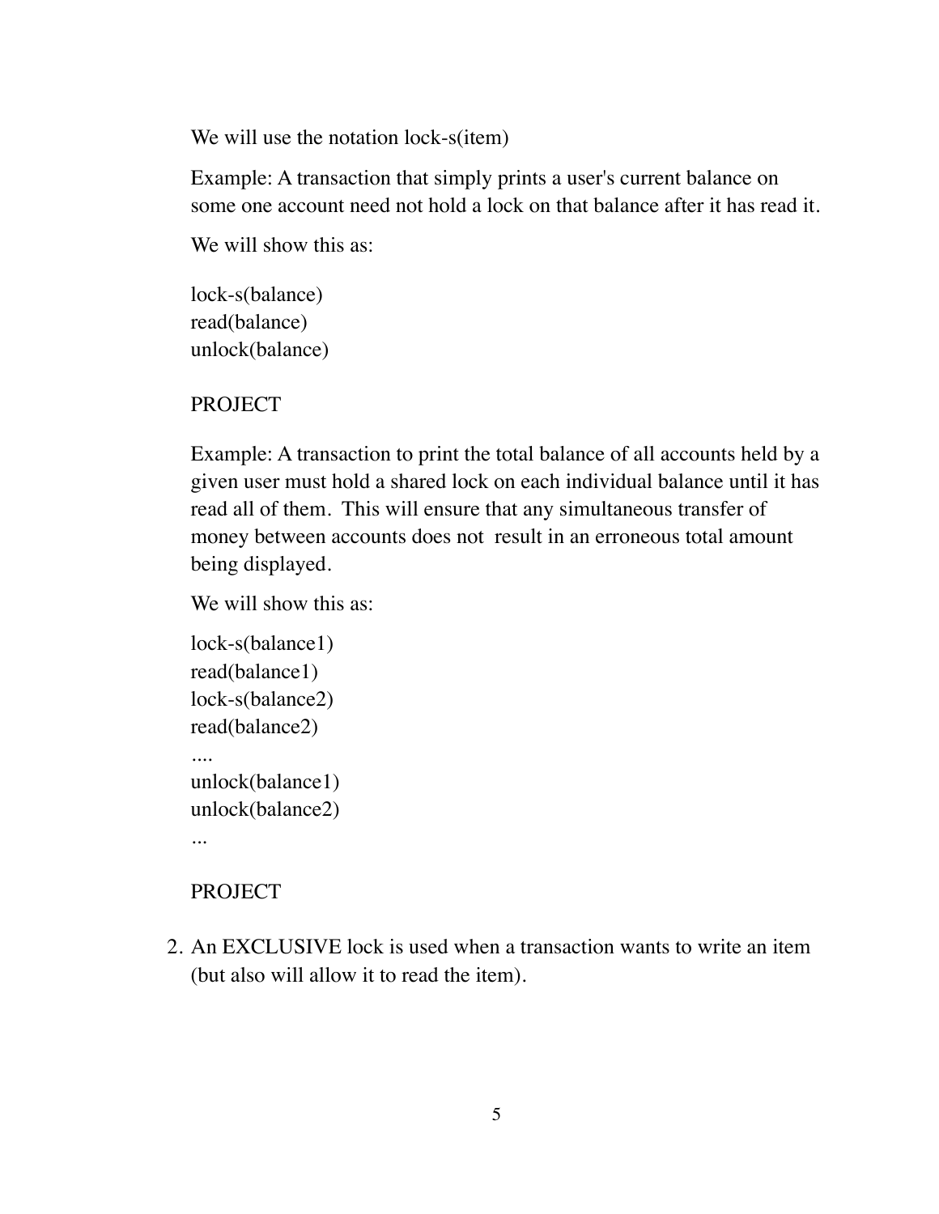We will use the notation lock-s(item)

Example: A transaction that simply prints a user's current balance on some one account need not hold a lock on that balance after it has read it.

We will show this as:

```
lock-s(balance)
read(balance)
unlock(balance)
```

PROJECT

Example: A transaction to print the total balance of all accounts held by a given user must hold a shared lock on each individual balance until it has read all of them. This will ensure that any simultaneous transfer of money between accounts does not result in an erroneous total amount being displayed.

We will show this as:

```
lock-s(balance1)
read(balance1)
lock-s(balance2)
read(balance2)
....
unlock(balance1)
unlock(balance2)
...
```

PROJECT

2. An EXCLUSIVE lock is used when a transaction wants to write an item (but also will allow it to read the item).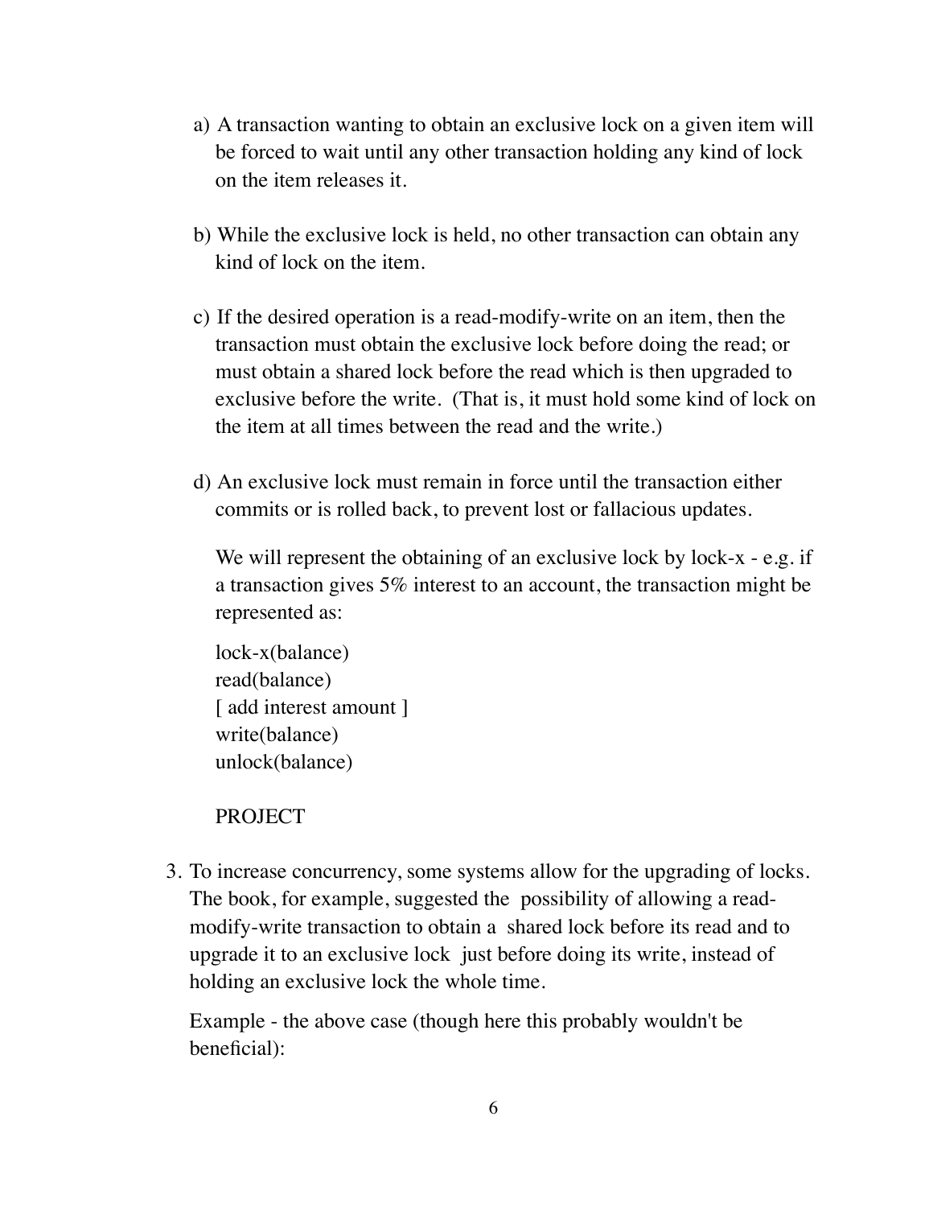a) A transaction wanting to obtain an exclusive lock on a given item will be forced to wait until any other transaction holding any kind of lock on the item releases it.

b) While the exclusive lock is held, no other transaction can obtain any kind of lock on the item.

c) If the desired operation is a read-modify-write on an item, then the transaction must obtain the exclusive lock before doing the read; or must obtain a shared lock before the read which is then upgraded to exclusive before the write. (That is, it must hold some kind of lock on the item at all times between the read and the write.)

d) An exclusive lock must remain in force until the transaction either commits or is rolled back, to prevent lost or fallacious updates.

We will represent the obtaining of an exclusive lock by lock-x - e.g. if a transaction gives 5% interest to an account, the transaction might be represented as:

```
lock-x(balance)
read(balance)
[ add interest amount ]
write(balance)
unlock(balance)
```

PROJECT

3. To increase concurrency, some systems allow for the upgrading of locks. The book, for example, suggested the possibility of allowing a read-modify-write transaction to obtain a shared lock before its read and to upgrade it to an exclusive lock just before doing its write, instead of holding an exclusive lock the whole time.

   Example - the above case (though here this probably wouldn't be beneficial):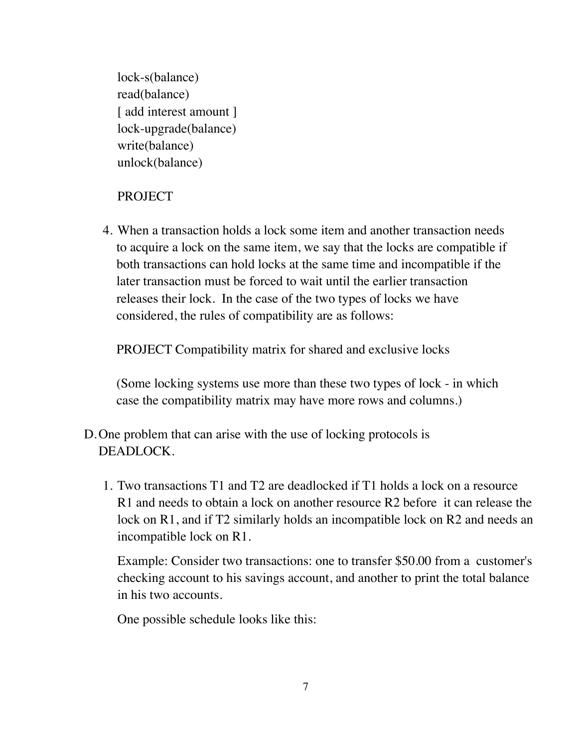```
lock-s(balance)
read(balance)
[ add interest amount ]
lock-upgrade(balance)
write(balance)
unlock(balance)
```

PROJECT

4. When a transaction holds a lock some item and another transaction needs to acquire a lock on the same item, we say that the locks are compatible if both transactions can hold locks at the same time and incompatible if the later transaction must be forced to wait until the earlier transaction releases their lock. In the case of the two types of locks we have considered, the rules of compatibility are as follows:

   PROJECT Compatibility matrix for shared and exclusive locks

   (Some locking systems use more than these two types of lock - in which case the compatibility matrix may have more rows and columns.)

D. One problem that can arise with the use of locking protocols is DEADLOCK.

   1. Two transactions T1 and T2 are deadlocked if T1 holds a lock on a resource R1 and needs to obtain a lock on another resource R2 before it can release the lock on R1, and if T2 similarly holds an incompatible lock on R2 and needs an incompatible lock on R1.

      Example: Consider two transactions: one to transfer $50.00 from a customer's checking account to his savings account, and another to print the total balance in his two accounts.

      One possible schedule looks like this: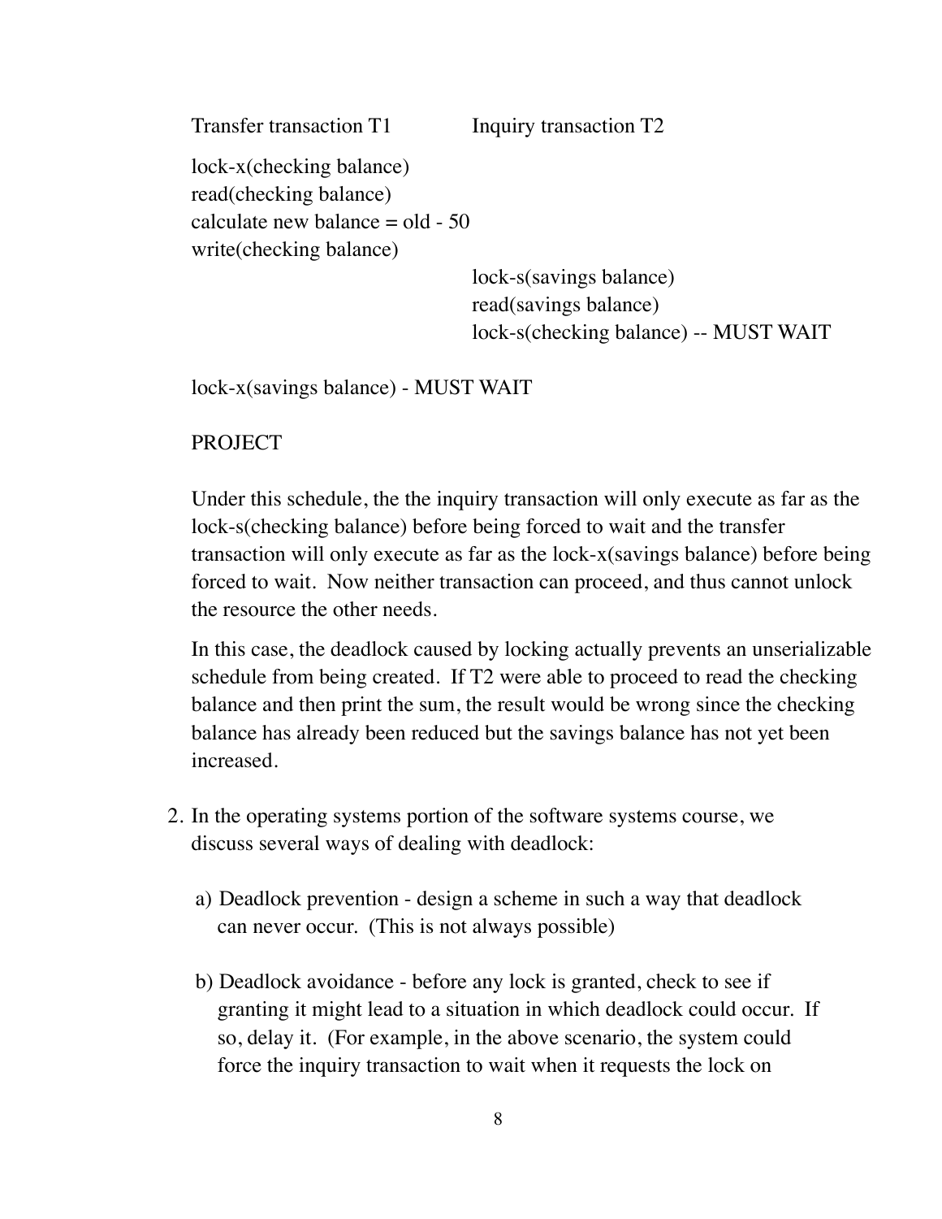```
Transfer transaction T1              Inquiry transaction T2

lock-x(checking balance)
read(checking balance)
calculate new balance = old - 50
write(checking balance)
                                     lock-s(savings balance)
                                     read(savings balance)
                                     lock-s(checking balance) -- MUST WAIT

lock-x(savings balance) - MUST WAIT
```

PROJECT

Under this schedule, the the inquiry transaction will only execute as far as the lock-s(checking balance) before being forced to wait and the transfer transaction will only execute as far as the lock-x(savings balance) before being forced to wait. Now neither transaction can proceed, and thus cannot unlock the resource the other needs.

In this case, the deadlock caused by locking actually prevents an unserializable schedule from being created. If T2 were able to proceed to read the checking balance and then print the sum, the result would be wrong since the checking balance has already been reduced but the savings balance has not yet been increased.

2. In the operating systems portion of the software systems course, we discuss several ways of dealing with deadlock:

   a) Deadlock prevention - design a scheme in such a way that deadlock can never occur. (This is not always possible)

   b) Deadlock avoidance - before any lock is granted, check to see if granting it might lead to a situation in which deadlock could occur. If so, delay it. (For example, in the above scenario, the system could force the inquiry transaction to wait when it requests the lock on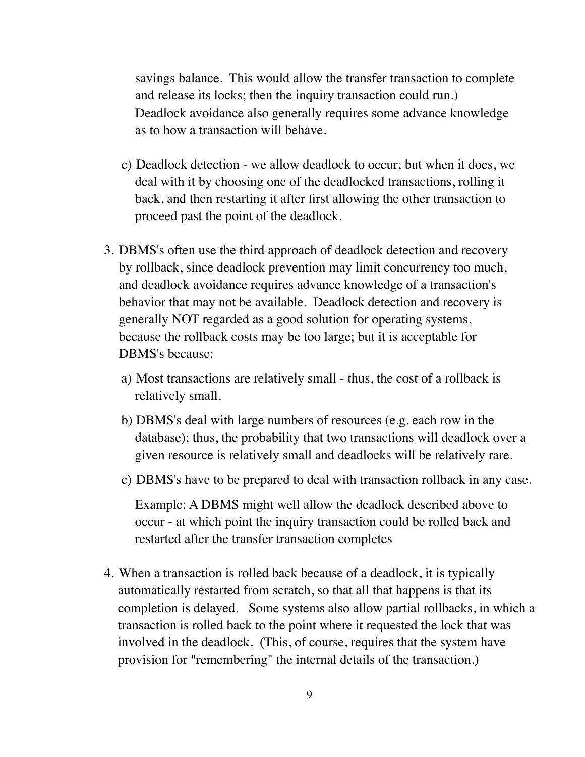savings balance. This would allow the transfer transaction to complete and release its locks; then the inquiry transaction could run.) Deadlock avoidance also generally requires some advance knowledge as to how a transaction will behave.

c) Deadlock detection - we allow deadlock to occur; but when it does, we deal with it by choosing one of the deadlocked transactions, rolling it back, and then restarting it after first allowing the other transaction to proceed past the point of the deadlock.

3. DBMS's often use the third approach of deadlock detection and recovery by rollback, since deadlock prevention may limit concurrency too much, and deadlock avoidance requires advance knowledge of a transaction's behavior that may not be available. Deadlock detection and recovery is generally NOT regarded as a good solution for operating systems, because the rollback costs may be too large; but it is acceptable for DBMS's because:

   a) Most transactions are relatively small - thus, the cost of a rollback is relatively small.

   b) DBMS's deal with large numbers of resources (e.g. each row in the database); thus, the probability that two transactions will deadlock over a given resource is relatively small and deadlocks will be relatively rare.

   c) DBMS's have to be prepared to deal with transaction rollback in any case.

   Example: A DBMS might well allow the deadlock described above to occur - at which point the inquiry transaction could be rolled back and restarted after the transfer transaction completes

4. When a transaction is rolled back because of a deadlock, it is typically automatically restarted from scratch, so that all that happens is that its completion is delayed. Some systems also allow partial rollbacks, in which a transaction is rolled back to the point where it requested the lock that was involved in the deadlock. (This, of course, requires that the system have provision for "remembering" the internal details of the transaction.)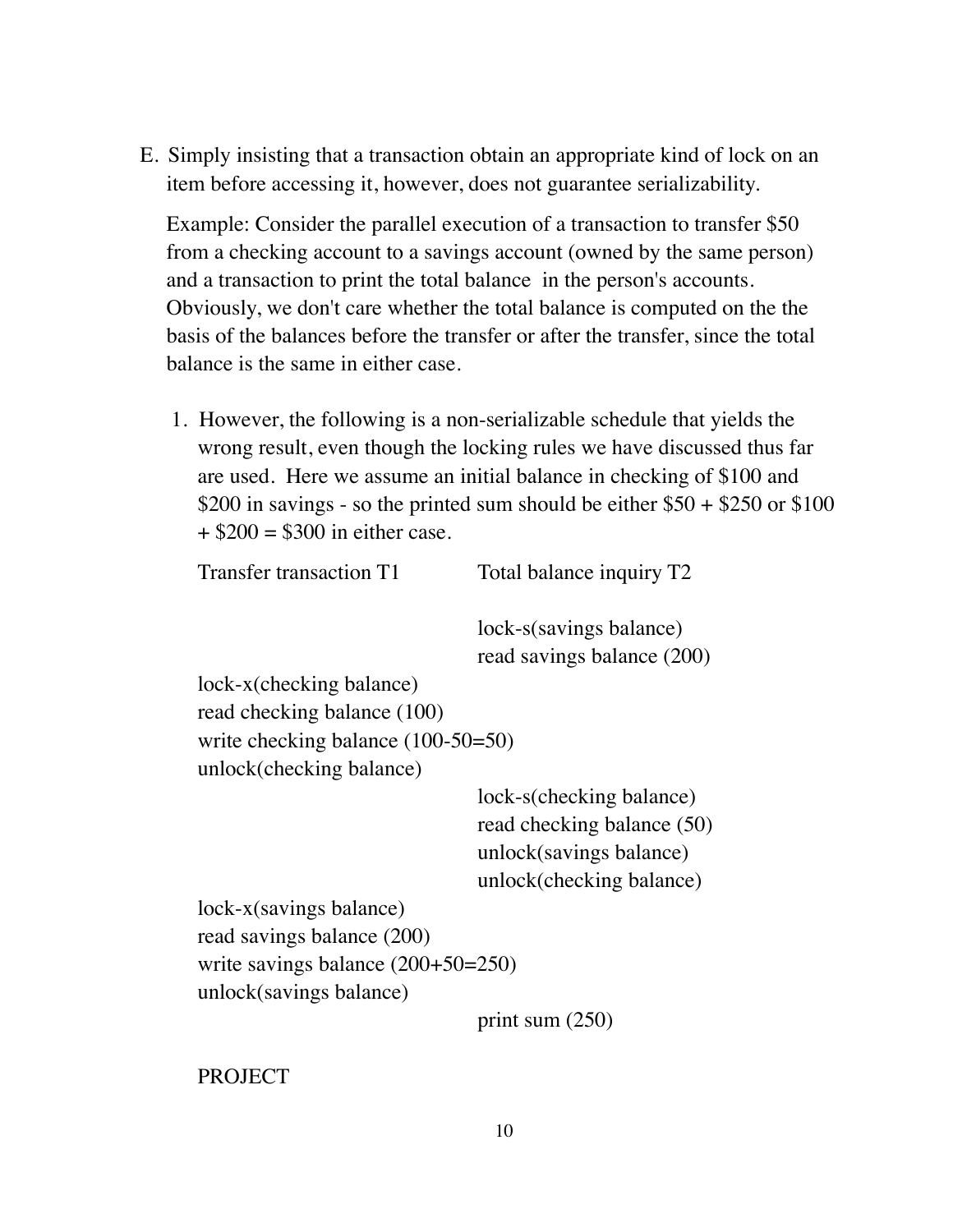E. Simply insisting that a transaction obtain an appropriate kind of lock on an item before accessing it, however, does not guarantee serializability.

   Example: Consider the parallel execution of a transaction to transfer \$50 from a checking account to a savings account (owned by the same person) and a transaction to print the total balance in the person's accounts. Obviously, we don't care whether the total balance is computed on the the basis of the balances before the transfer or after the transfer, since the total balance is the same in either case.

   1. However, the following is a non-serializable schedule that yields the wrong result, even though the locking rules we have discussed thus far are used. Here we assume an initial balance in checking of \$100 and \$200 in savings - so the printed sum should be either \$50 + \$250 or \$100 + \$200 = \$300 in either case.

| Transfer transaction T1 | Total balance inquiry T2 |
|---|---|
| | lock-s(savings balance) |
| | read savings balance (200) |
| lock-x(checking balance) | |
| read checking balance (100) | |
| write checking balance (100-50=50) | |
| unlock(checking balance) | |
| | lock-s(checking balance) |
| | read checking balance (50) |
| | unlock(savings balance) |
| | unlock(checking balance) |
| lock-x(savings balance) | |
| read savings balance (200) | |
| write savings balance (200+50=250) | |
| unlock(savings balance) | |
| | print sum (250) |

PROJECT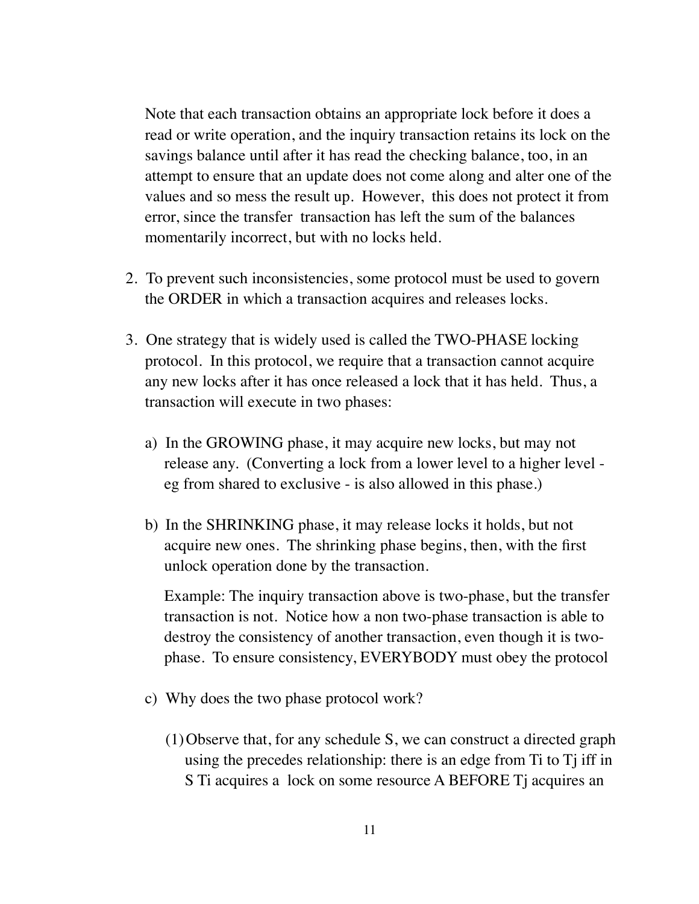Note that each transaction obtains an appropriate lock before it does a read or write operation, and the inquiry transaction retains its lock on the savings balance until after it has read the checking balance, too, in an attempt to ensure that an update does not come along and alter one of the values and so mess the result up. However, this does not protect it from error, since the transfer transaction has left the sum of the balances momentarily incorrect, but with no locks held.

2. To prevent such inconsistencies, some protocol must be used to govern the ORDER in which a transaction acquires and releases locks.

3. One strategy that is widely used is called the TWO-PHASE locking protocol. In this protocol, we require that a transaction cannot acquire any new locks after it has once released a lock that it has held. Thus, a transaction will execute in two phases:

   a) In the GROWING phase, it may acquire new locks, but may not release any. (Converting a lock from a lower level to a higher level - eg from shared to exclusive - is also allowed in this phase.)

   b) In the SHRINKING phase, it may release locks it holds, but not acquire new ones. The shrinking phase begins, then, with the first unlock operation done by the transaction.

      Example: The inquiry transaction above is two-phase, but the transfer transaction is not. Notice how a non two-phase transaction is able to destroy the consistency of another transaction, even though it is two-phase. To ensure consistency, EVERYBODY must obey the protocol

   c) Why does the two phase protocol work?

      (1) Observe that, for any schedule S, we can construct a directed graph using the precedes relationship: there is an edge from Ti to Tj iff in S Ti acquires a lock on some resource A BEFORE Tj acquires an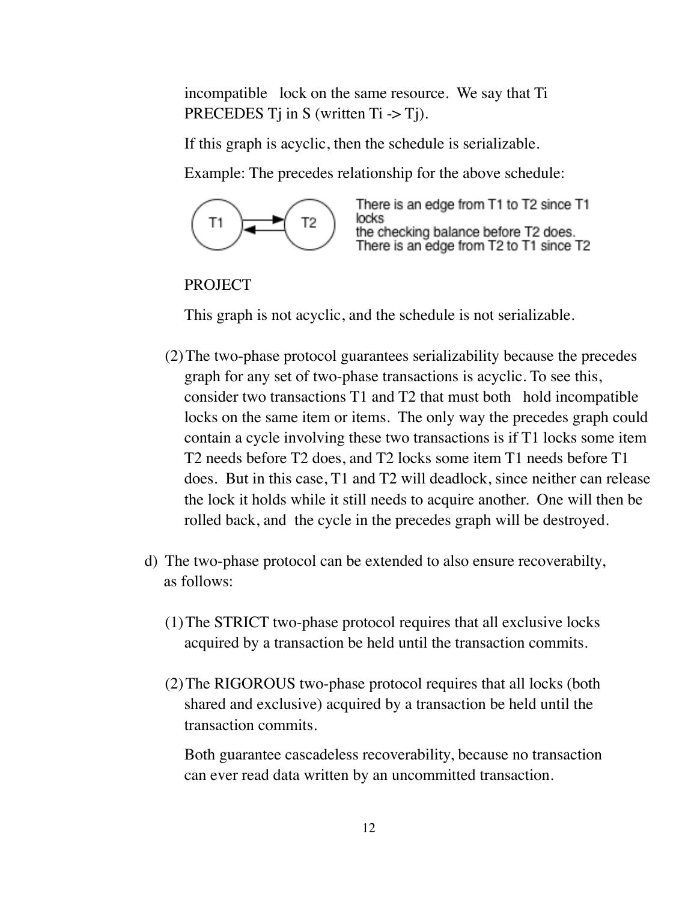incompatible lock on the same resource. We say that Ti PRECEDES Tj in S (written Ti -> Tj).

If this graph is acyclic, then the schedule is serializable.

Example: The precedes relationship for the above schedule:

T1 ⇄ T2

There is an edge from T1 to T2 since T1 locks
the checking balance before T2 does.
There is an edge from T2 to T1 since T2

PROJECT

This graph is not acyclic, and the schedule is not serializable.

(2) The two-phase protocol guarantees serializability because the precedes graph for any set of two-phase transactions is acyclic. To see this, consider two transactions T1 and T2 that must both hold incompatible locks on the same item or items. The only way the precedes graph could contain a cycle involving these two transactions is if T1 locks some item T2 needs before T2 does, and T2 locks some item T1 needs before T1 does. But in this case, T1 and T2 will deadlock, since neither can release the lock it holds while it still needs to acquire another. One will then be rolled back, and the cycle in the precedes graph will be destroyed.

d) The two-phase protocol can be extended to also ensure recoverabilty, as follows:

(1) The STRICT two-phase protocol requires that all exclusive locks acquired by a transaction be held until the transaction commits.

(2) The RIGOROUS two-phase protocol requires that all locks (both shared and exclusive) acquired by a transaction be held until the transaction commits.

Both guarantee cascadeless recoverability, because no transaction can ever read data written by an uncommitted transaction.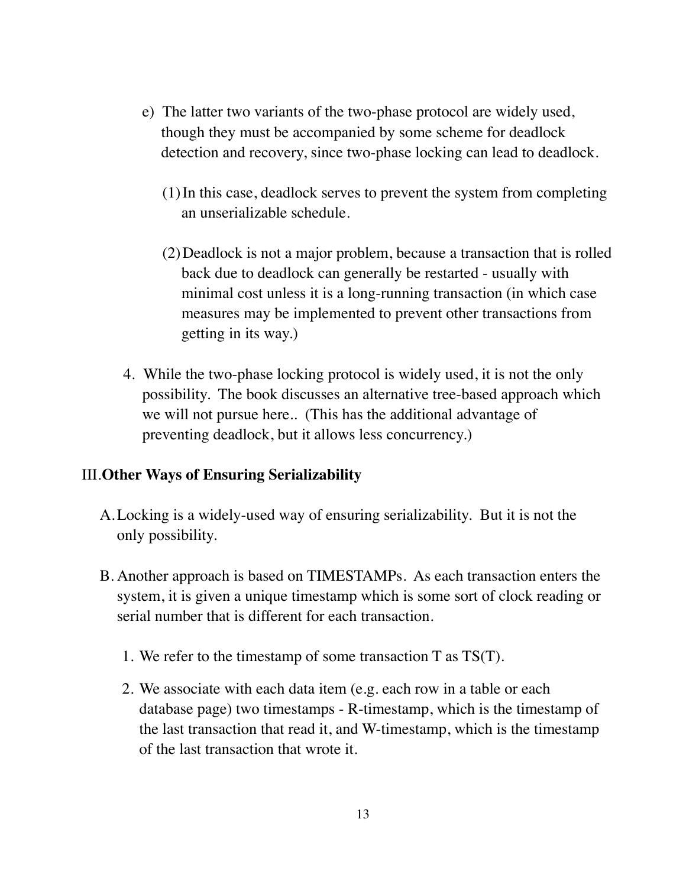e) The latter two variants of the two-phase protocol are widely used, though they must be accompanied by some scheme for deadlock detection and recovery, since two-phase locking can lead to deadlock.

(1) In this case, deadlock serves to prevent the system from completing an unserializable schedule.

(2) Deadlock is not a major problem, because a transaction that is rolled back due to deadlock can generally be restarted - usually with minimal cost unless it is a long-running transaction (in which case measures may be implemented to prevent other transactions from getting in its way.)

4. While the two-phase locking protocol is widely used, it is not the only possibility. The book discusses an alternative tree-based approach which we will not pursue here.. (This has the additional advantage of preventing deadlock, but it allows less concurrency.)

## III. **Other Ways of Ensuring Serializability**

A. Locking is a widely-used way of ensuring serializability. But it is not the only possibility.

B. Another approach is based on TIMESTAMPs. As each transaction enters the system, it is given a unique timestamp which is some sort of clock reading or serial number that is different for each transaction.

1. We refer to the timestamp of some transaction T as TS(T).

2. We associate with each data item (e.g. each row in a table or each database page) two timestamps - R-timestamp, which is the timestamp of the last transaction that read it, and W-timestamp, which is the timestamp of the last transaction that wrote it.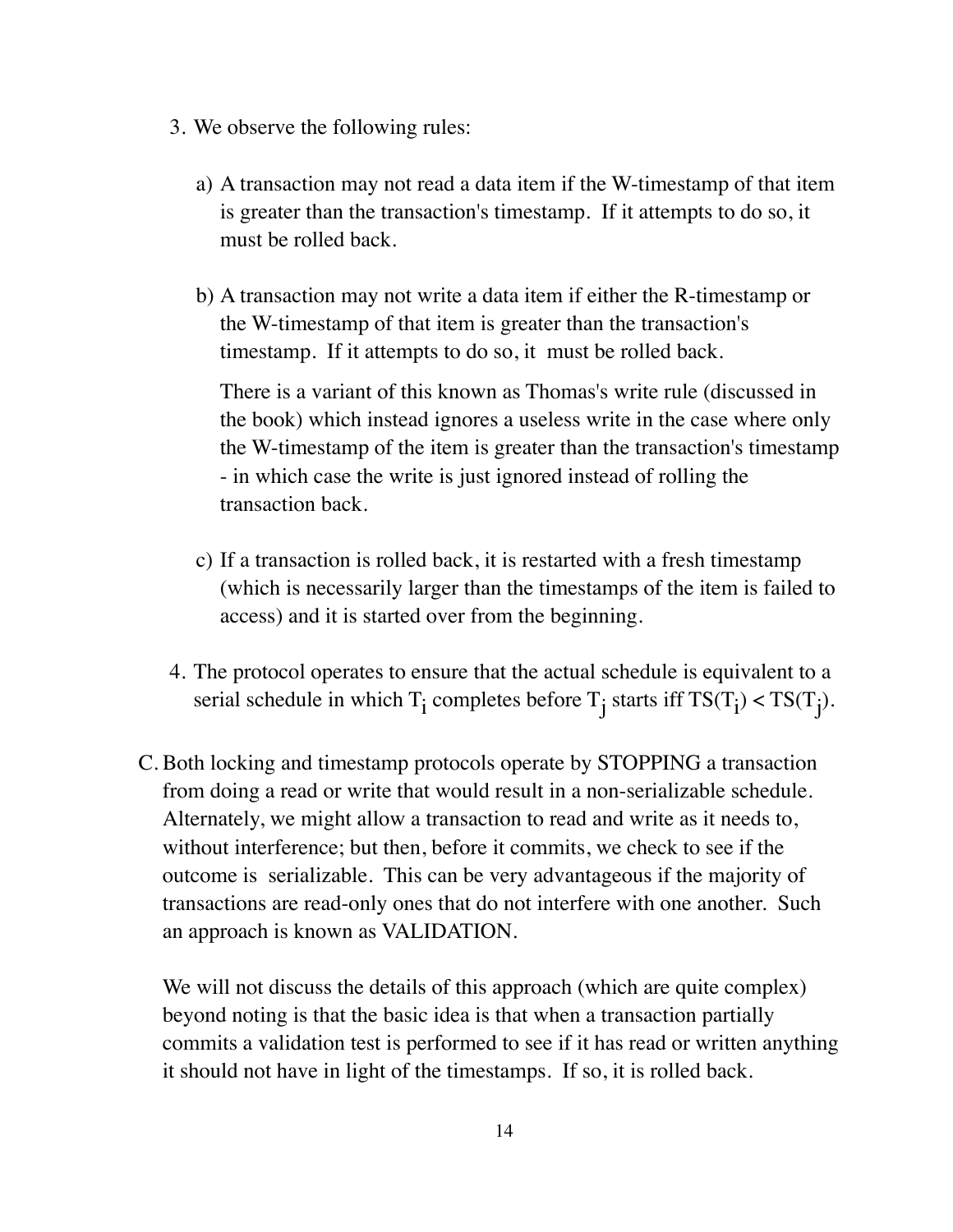3. We observe the following rules:

   a) A transaction may not read a data item if the W-timestamp of that item is greater than the transaction's timestamp. If it attempts to do so, it must be rolled back.

   b) A transaction may not write a data item if either the R-timestamp or the W-timestamp of that item is greater than the transaction's timestamp. If it attempts to do so, it must be rolled back.

      There is a variant of this known as Thomas's write rule (discussed in the book) which instead ignores a useless write in the case where only the W-timestamp of the item is greater than the transaction's timestamp - in which case the write is just ignored instead of rolling the transaction back.

   c) If a transaction is rolled back, it is restarted with a fresh timestamp (which is necessarily larger than the timestamps of the item is failed to access) and it is started over from the beginning.

4. The protocol operates to ensure that the actual schedule is equivalent to a serial schedule in which $T_i$ completes before $T_j$ starts iff $TS(T_i) < TS(T_j)$.

C. Both locking and timestamp protocols operate by STOPPING a transaction from doing a read or write that would result in a non-serializable schedule. Alternately, we might allow a transaction to read and write as it needs to, without interference; but then, before it commits, we check to see if the outcome is serializable. This can be very advantageous if the majority of transactions are read-only ones that do not interfere with one another. Such an approach is known as VALIDATION.

   We will not discuss the details of this approach (which are quite complex) beyond noting is that the basic idea is that when a transaction partially commits a validation test is performed to see if it has read or written anything it should not have in light of the timestamps. If so, it is rolled back.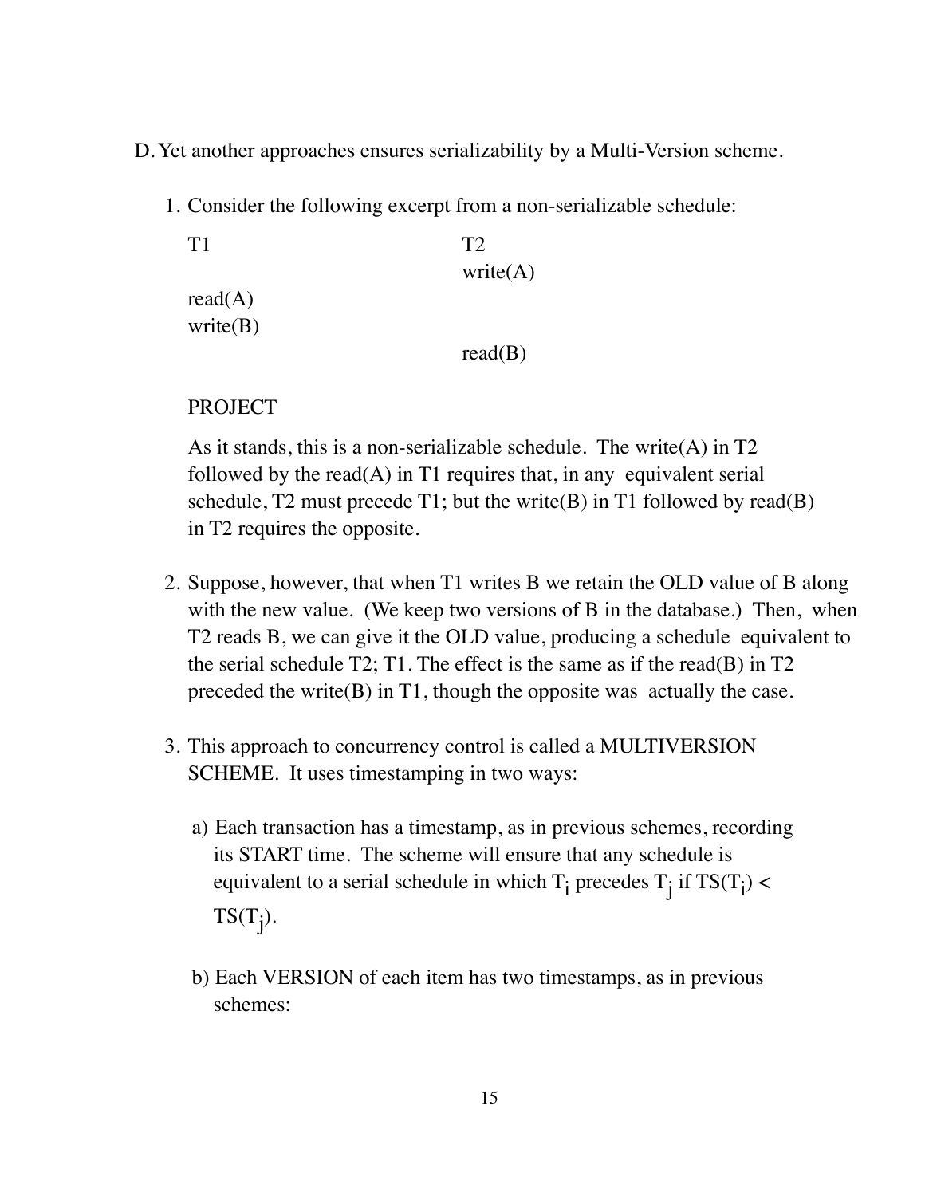D. Yet another approaches ensures serializability by a Multi-Version scheme.

1. Consider the following excerpt from a non-serializable schedule:

| T1 | T2 |
|---|---|
| | write(A) |
| read(A) | |
| write(B) | |
| | read(B) |

   PROJECT

   As it stands, this is a non-serializable schedule. The write(A) in T2 followed by the read(A) in T1 requires that, in any equivalent serial schedule, T2 must precede T1; but the write(B) in T1 followed by read(B) in T2 requires the opposite.

2. Suppose, however, that when T1 writes B we retain the OLD value of B along with the new value. (We keep two versions of B in the database.) Then, when T2 reads B, we can give it the OLD value, producing a schedule equivalent to the serial schedule T2; T1. The effect is the same as if the read(B) in T2 preceded the write(B) in T1, though the opposite was actually the case.

3. This approach to concurrency control is called a MULTIVERSION SCHEME. It uses timestamping in two ways:

   a) Each transaction has a timestamp, as in previous schemes, recording its START time. The scheme will ensure that any schedule is equivalent to a serial schedule in which $T_i$ precedes $T_j$ if $TS(T_i) < TS(T_j)$.

   b) Each VERSION of each item has two timestamps, as in previous schemes: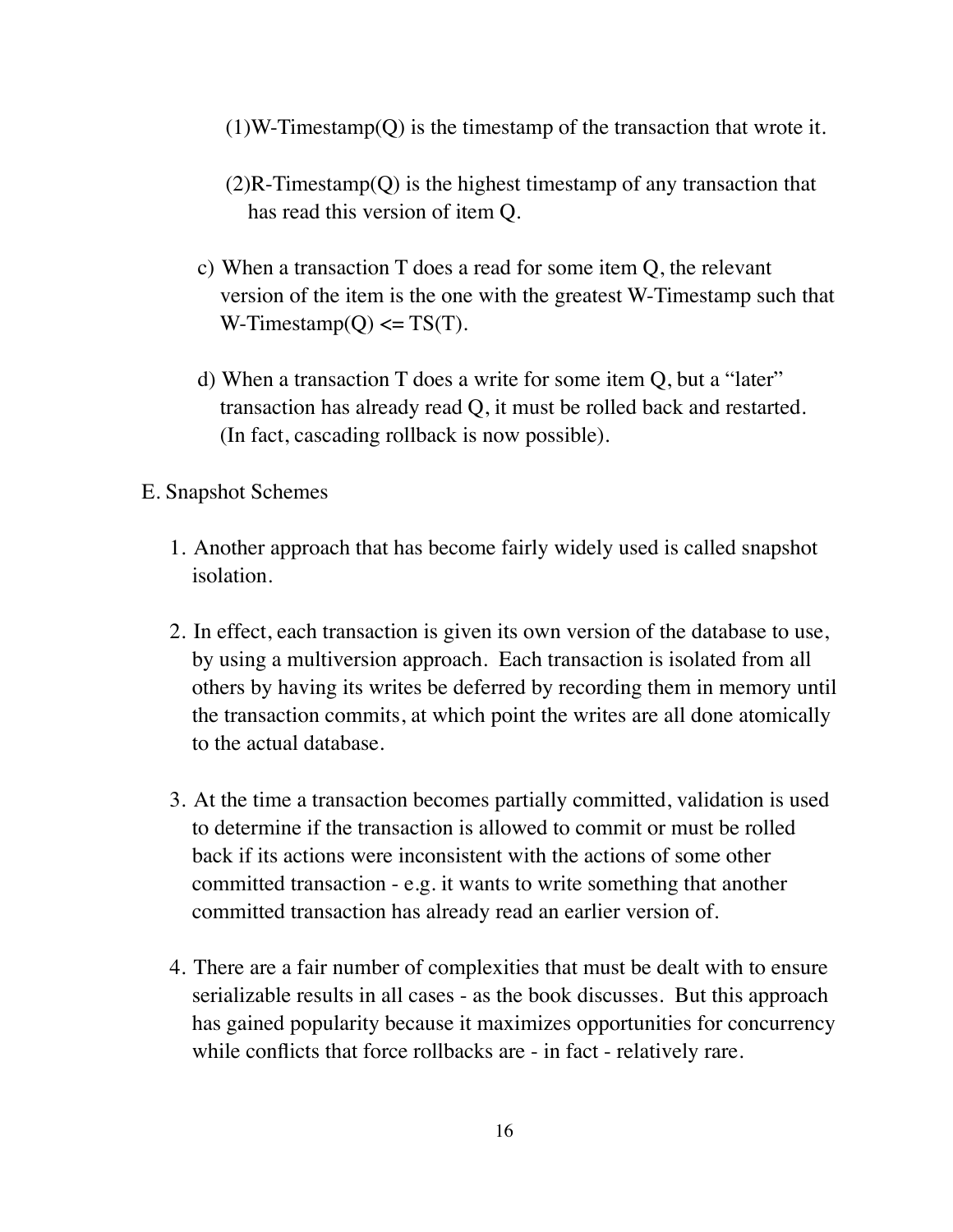(1)W-Timestamp(Q) is the timestamp of the transaction that wrote it.

(2)R-Timestamp(Q) is the highest timestamp of any transaction that has read this version of item Q.

c) When a transaction T does a read for some item Q, the relevant version of the item is the one with the greatest W-Timestamp such that W-Timestamp(Q) <= TS(T).

d) When a transaction T does a write for some item Q, but a "later" transaction has already read Q, it must be rolled back and restarted. (In fact, cascading rollback is now possible).

E. Snapshot Schemes

1. Another approach that has become fairly widely used is called snapshot isolation.

2. In effect, each transaction is given its own version of the database to use, by using a multiversion approach. Each transaction is isolated from all others by having its writes be deferred by recording them in memory until the transaction commits, at which point the writes are all done atomically to the actual database.

3. At the time a transaction becomes partially committed, validation is used to determine if the transaction is allowed to commit or must be rolled back if its actions were inconsistent with the actions of some other committed transaction - e.g. it wants to write something that another committed transaction has already read an earlier version of.

4. There are a fair number of complexities that must be dealt with to ensure serializable results in all cases - as the book discusses. But this approach has gained popularity because it maximizes opportunities for concurrency while conflicts that force rollbacks are - in fact - relatively rare.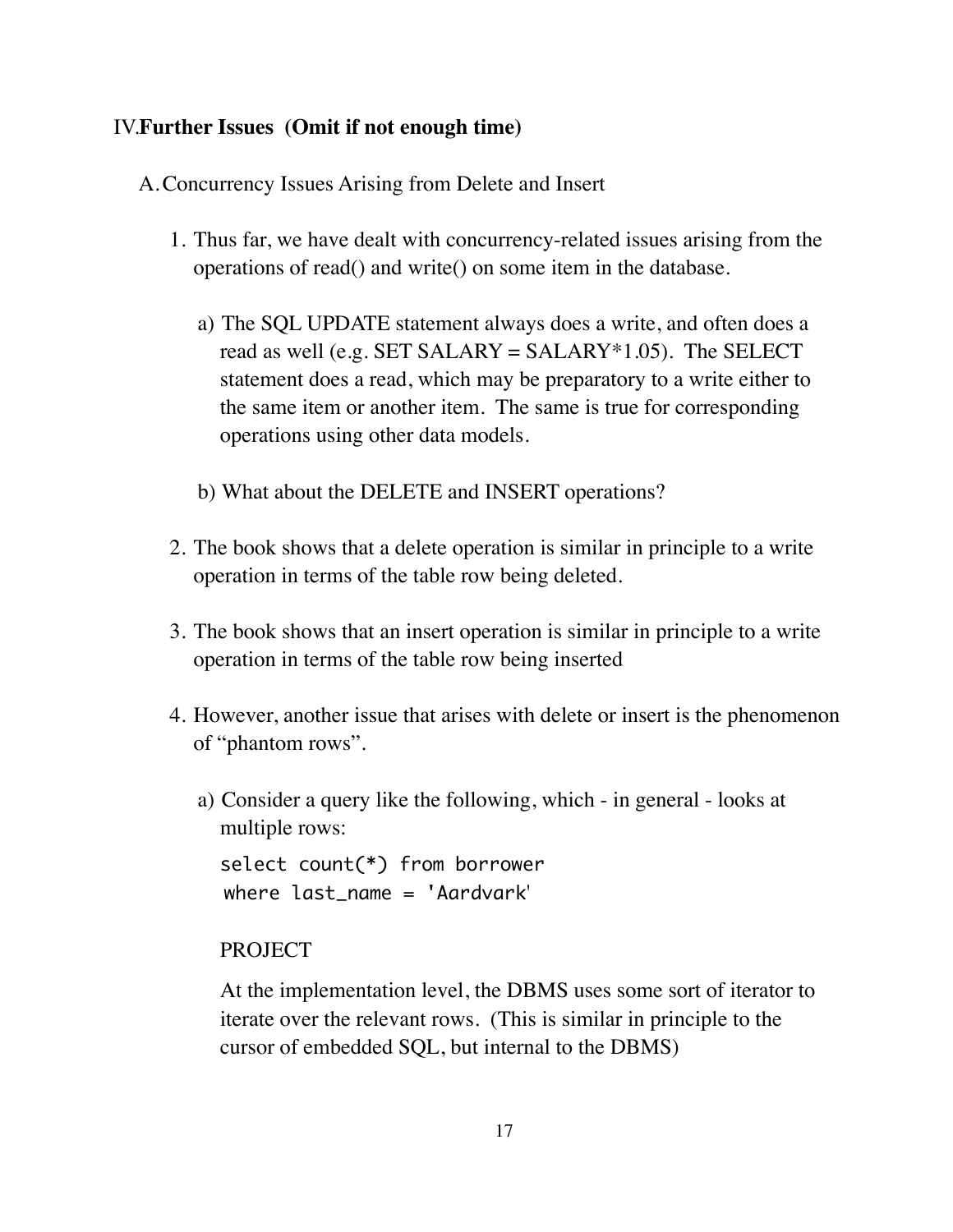## IV. Further Issues (Omit if not enough time)

A. Concurrency Issues Arising from Delete and Insert

1. Thus far, we have dealt with concurrency-related issues arising from the operations of read() and write() on some item in the database.

   a) The SQL UPDATE statement always does a write, and often does a read as well (e.g. SET SALARY = SALARY*1.05). The SELECT statement does a read, which may be preparatory to a write either to the same item or another item. The same is true for corresponding operations using other data models.

   b) What about the DELETE and INSERT operations?

2. The book shows that a delete operation is similar in principle to a write operation in terms of the table row being deleted.

3. The book shows that an insert operation is similar in principle to a write operation in terms of the table row being inserted

4. However, another issue that arises with delete or insert is the phenomenon of "phantom rows".

   a) Consider a query like the following, which - in general - looks at multiple rows:

      ```
      select count(*) from borrower
      where last_name = 'Aardvark'
      ```

      PROJECT

      At the implementation level, the DBMS uses some sort of iterator to iterate over the relevant rows. (This is similar in principle to the cursor of embedded SQL, but internal to the DBMS)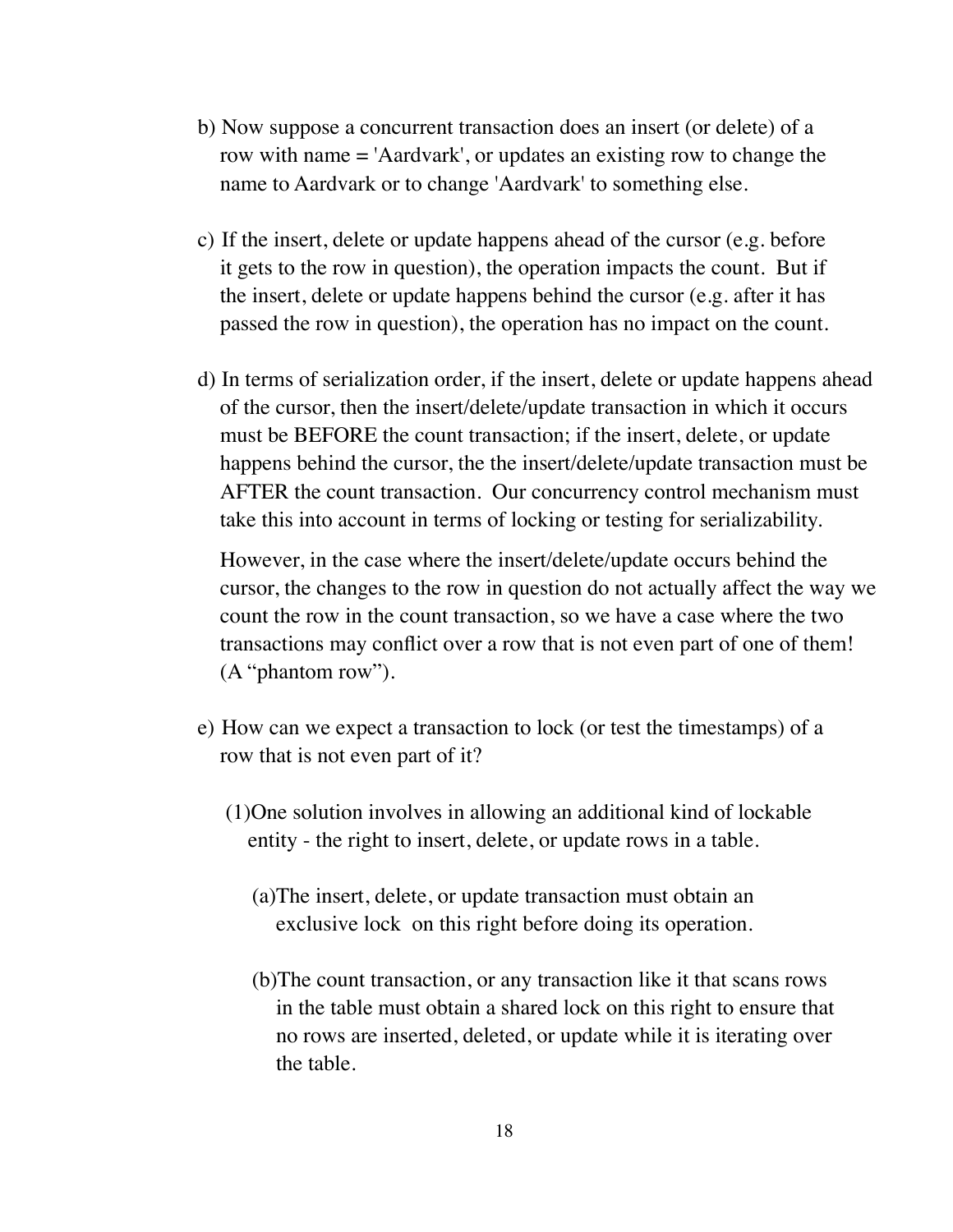b) Now suppose a concurrent transaction does an insert (or delete) of a row with name = 'Aardvark', or updates an existing row to change the name to Aardvark or to change 'Aardvark' to something else.

c) If the insert, delete or update happens ahead of the cursor (e.g. before it gets to the row in question), the operation impacts the count. But if the insert, delete or update happens behind the cursor (e.g. after it has passed the row in question), the operation has no impact on the count.

d) In terms of serialization order, if the insert, delete or update happens ahead of the cursor, then the insert/delete/update transaction in which it occurs must be BEFORE the count transaction; if the insert, delete, or update happens behind the cursor, the the insert/delete/update transaction must be AFTER the count transaction. Our concurrency control mechanism must take this into account in terms of locking or testing for serializability.

   However, in the case where the insert/delete/update occurs behind the cursor, the changes to the row in question do not actually affect the way we count the row in the count transaction, so we have a case where the two transactions may conflict over a row that is not even part of one of them! (A "phantom row").

e) How can we expect a transaction to lock (or test the timestamps) of a row that is not even part of it?

   (1) One solution involves in allowing an additional kind of lockable entity - the right to insert, delete, or update rows in a table.

      (a) The insert, delete, or update transaction must obtain an exclusive lock on this right before doing its operation.

      (b) The count transaction, or any transaction like it that scans rows in the table must obtain a shared lock on this right to ensure that no rows are inserted, deleted, or update while it is iterating over the table.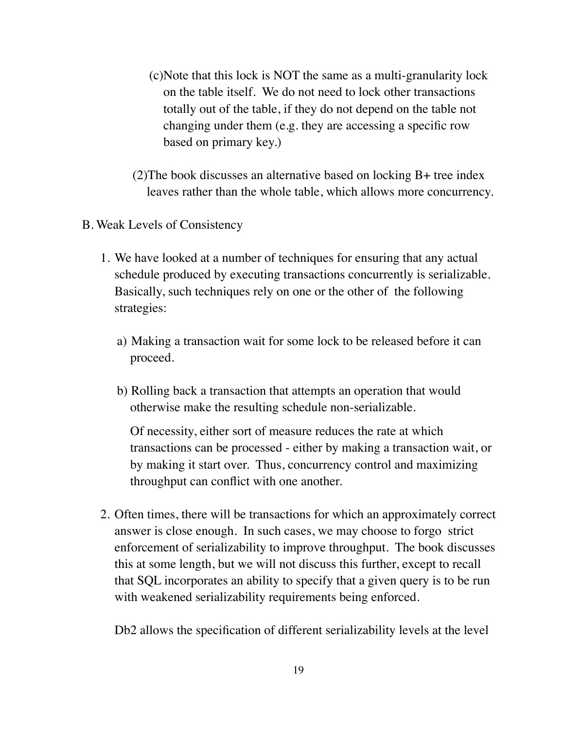(c) Note that this lock is NOT the same as a multi-granularity lock on the table itself. We do not need to lock other transactions totally out of the table, if they do not depend on the table not changing under them (e.g. they are accessing a specific row based on primary key.)

(2) The book discusses an alternative based on locking B+ tree index leaves rather than the whole table, which allows more concurrency.

B. Weak Levels of Consistency

1. We have looked at a number of techniques for ensuring that any actual schedule produced by executing transactions concurrently is serializable. Basically, such techniques rely on one or the other of the following strategies:

   a) Making a transaction wait for some lock to be released before it can proceed.

   b) Rolling back a transaction that attempts an operation that would otherwise make the resulting schedule non-serializable.

   Of necessity, either sort of measure reduces the rate at which transactions can be processed - either by making a transaction wait, or by making it start over. Thus, concurrency control and maximizing throughput can conflict with one another.

2. Often times, there will be transactions for which an approximately correct answer is close enough. In such cases, we may choose to forgo strict enforcement of serializability to improve throughput. The book discusses this at some length, but we will not discuss this further, except to recall that SQL incorporates an ability to specify that a given query is to be run with weakened serializability requirements being enforced.

   Db2 allows the specification of different serializability levels at the level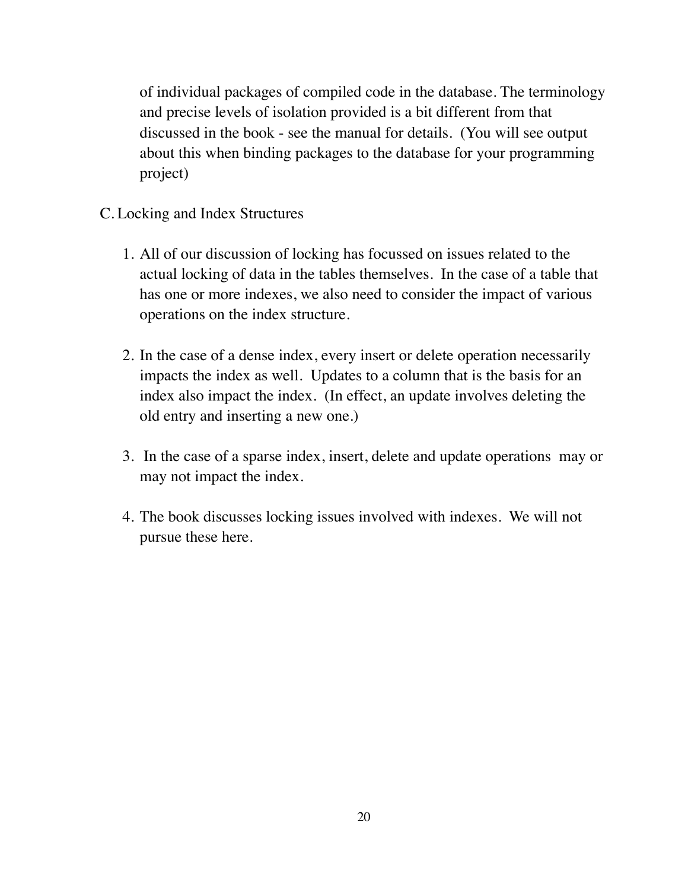of individual packages of compiled code in the database. The terminology and precise levels of isolation provided is a bit different from that discussed in the book - see the manual for details. (You will see output about this when binding packages to the database for your programming project)

C. Locking and Index Structures

1. All of our discussion of locking has focussed on issues related to the actual locking of data in the tables themselves. In the case of a table that has one or more indexes, we also need to consider the impact of various operations on the index structure.

2. In the case of a dense index, every insert or delete operation necessarily impacts the index as well. Updates to a column that is the basis for an index also impact the index. (In effect, an update involves deleting the old entry and inserting a new one.)

3. In the case of a sparse index, insert, delete and update operations may or may not impact the index.

4. The book discusses locking issues involved with indexes. We will not pursue these here.